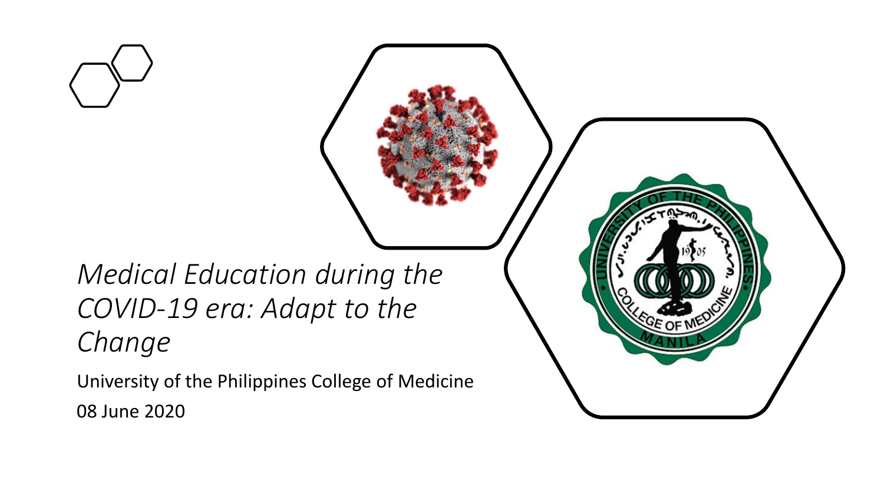# *Medical Education during the COVID-19 era: Adapt to the Change*

University of the Philippines College of Medicine

08 June 2020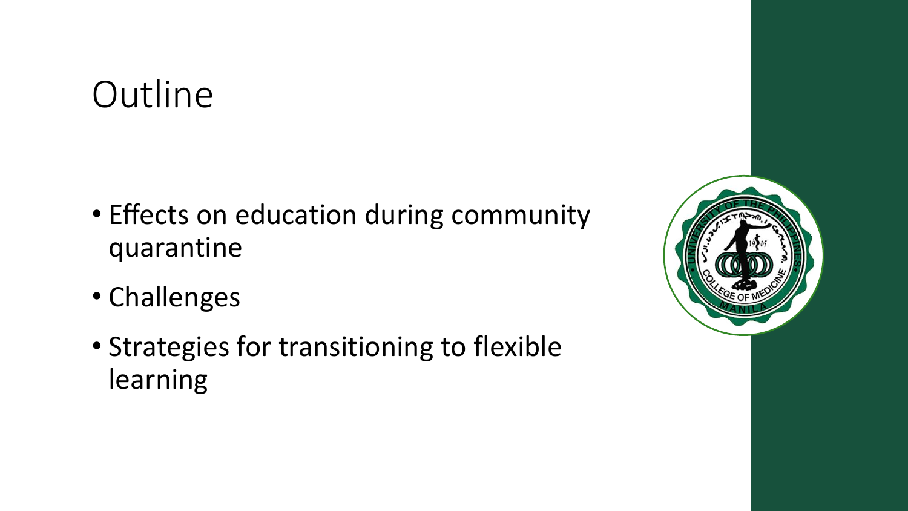# Outline

- Effects on education during community quarantine
- Challenges
- Strategies for transitioning to flexible learning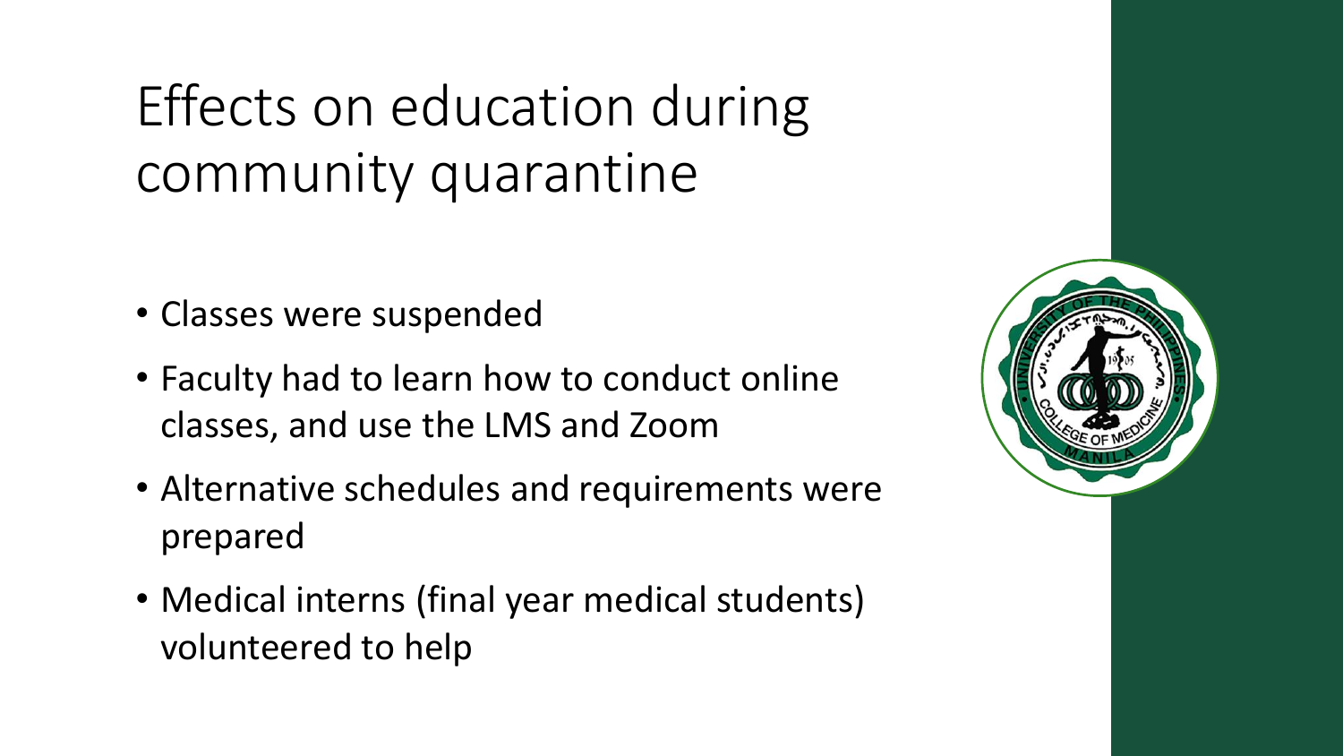# Effects on education during community quarantine

- Classes were suspended
- Faculty had to learn how to conduct online classes, and use the LMS and Zoom
- Alternative schedules and requirements were prepared
- Medical interns (final year medical students) volunteered to help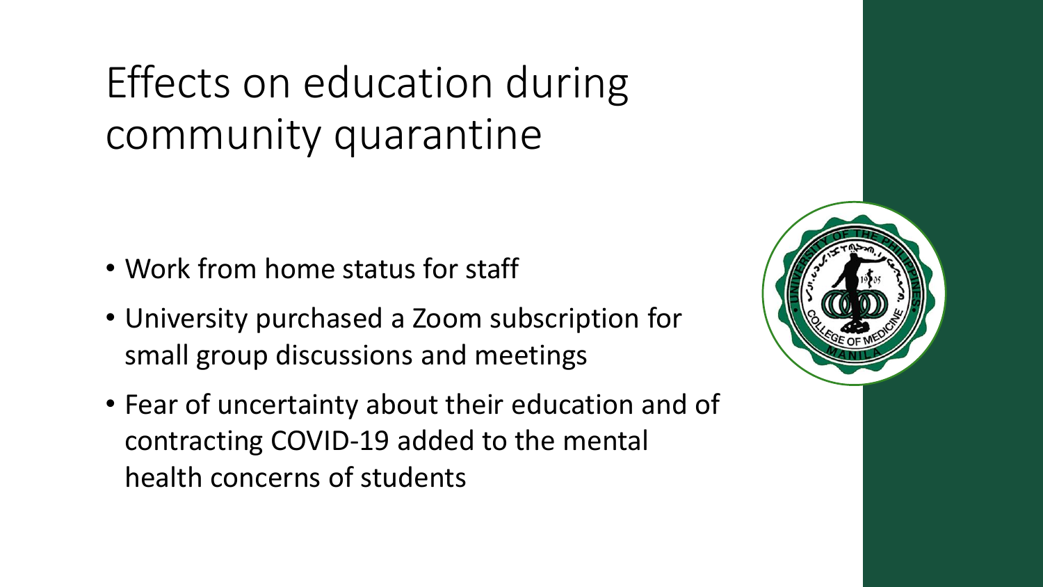# Effects on education during community quarantine

- Work from home status for staff
- University purchased a Zoom subscription for small group discussions and meetings
- Fear of uncertainty about their education and of contracting COVID-19 added to the mental health concerns of students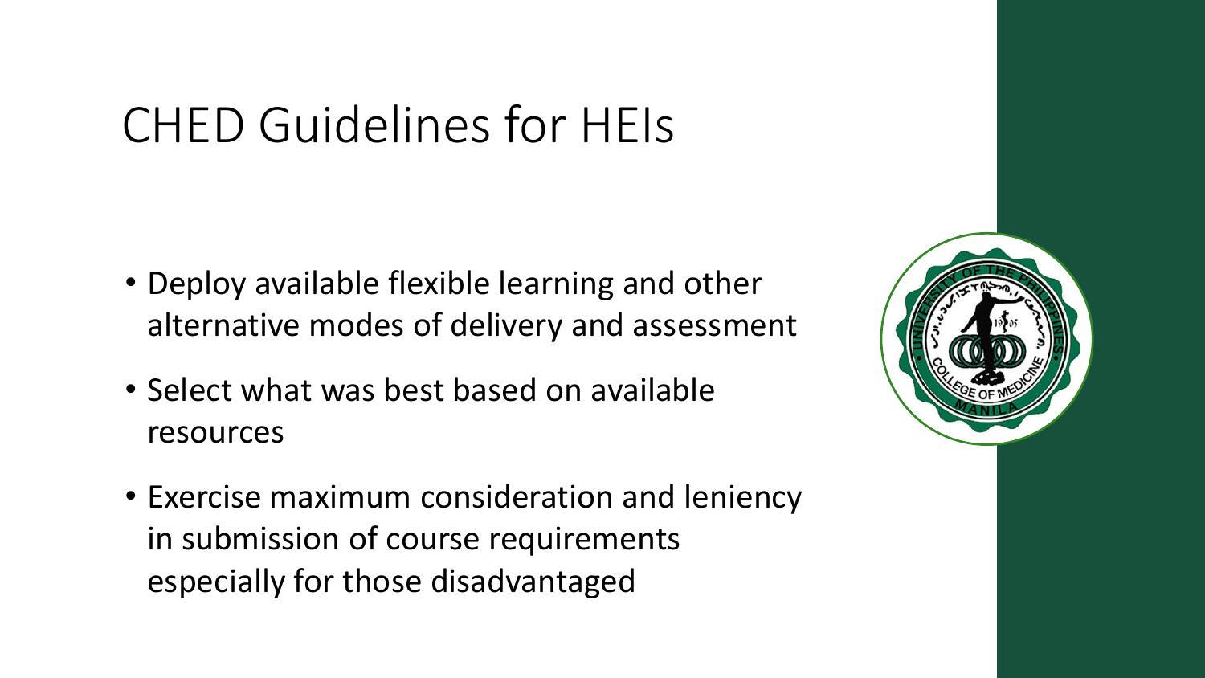# CHED Guidelines for HEIs

- Deploy available flexible learning and other alternative modes of delivery and assessment
- Select what was best based on available resources
- Exercise maximum consideration and leniency in submission of course requirements especially for those disadvantaged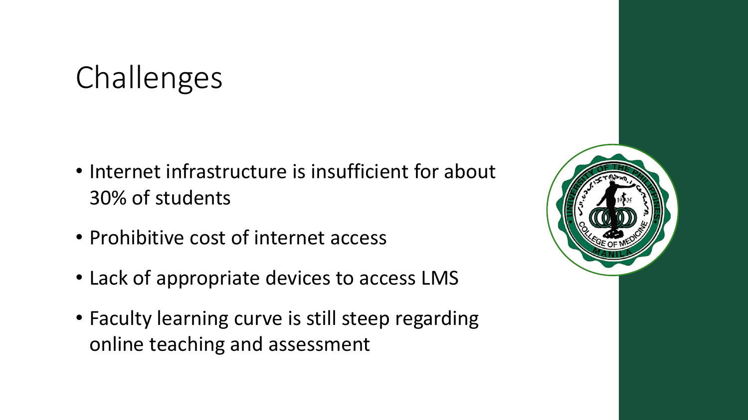# Challenges

- Internet infrastructure is insufficient for about 30% of students
- Prohibitive cost of internet access
- Lack of appropriate devices to access LMS
- Faculty learning curve is still steep regarding online teaching and assessment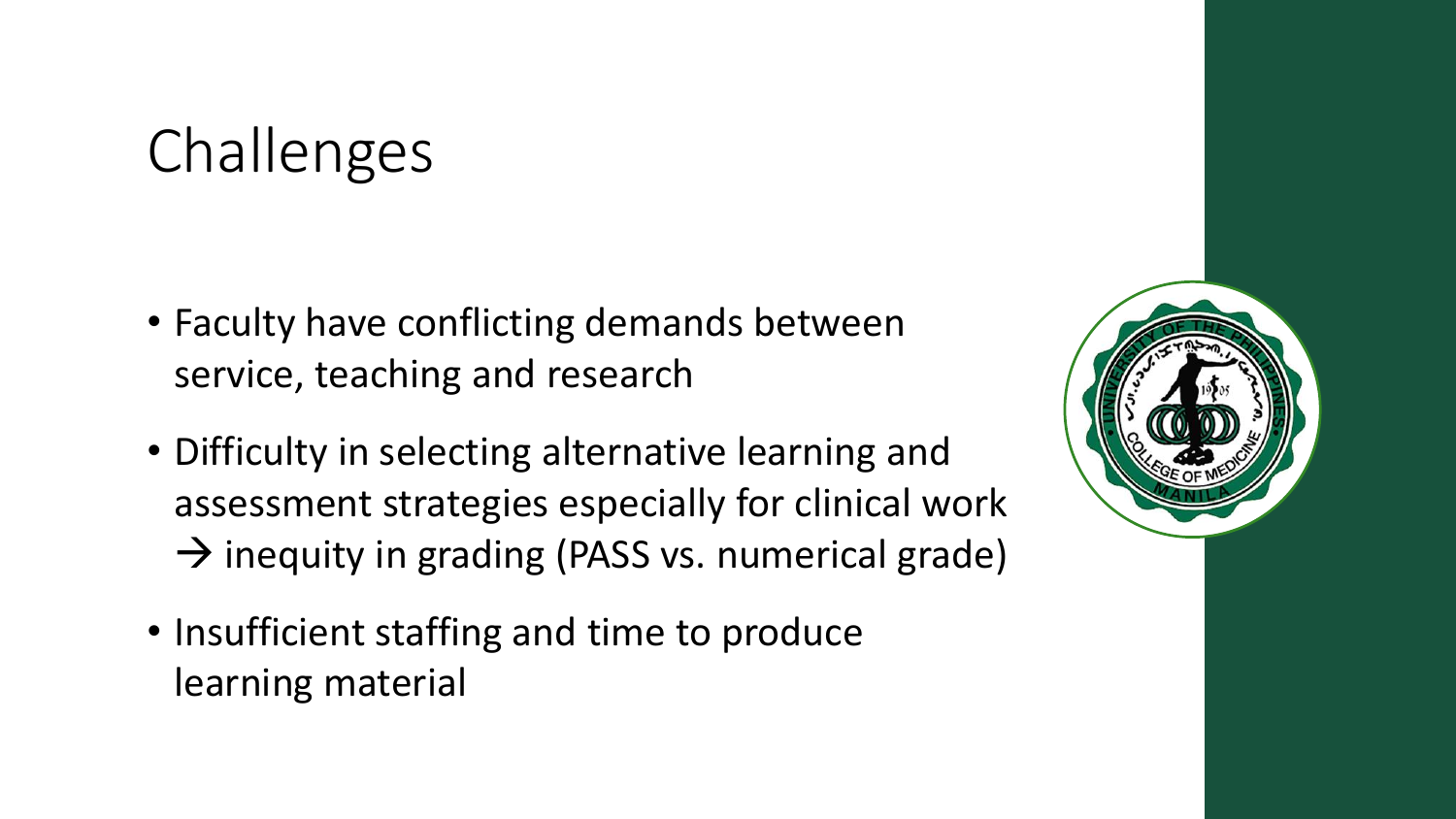# Challenges

- Faculty have conflicting demands between service, teaching and research
- Difficulty in selecting alternative learning and assessment strategies especially for clinical work → inequity in grading (PASS vs. numerical grade)
- Insufficient staffing and time to produce learning material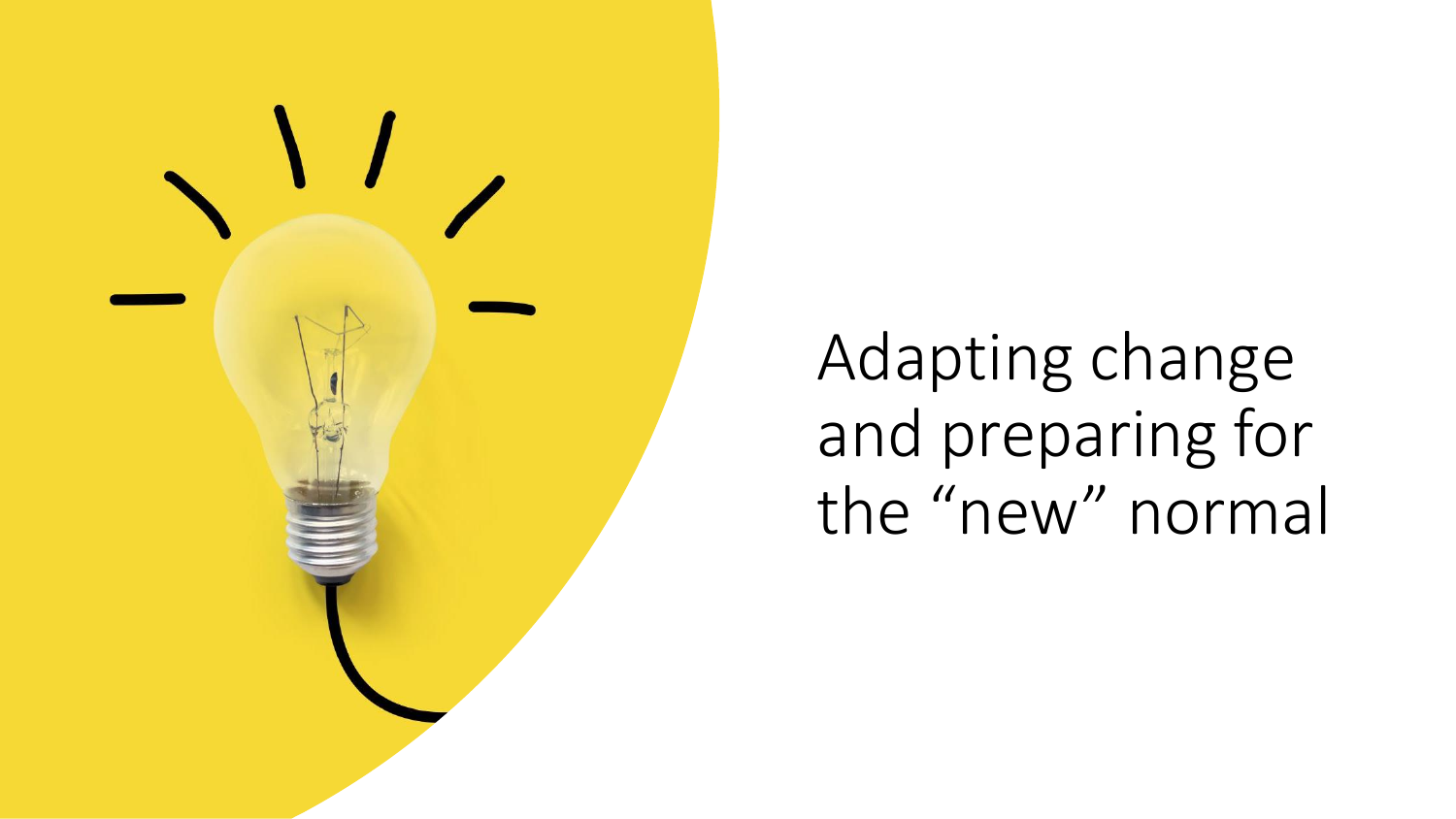# Adapting change and preparing for the “new” normal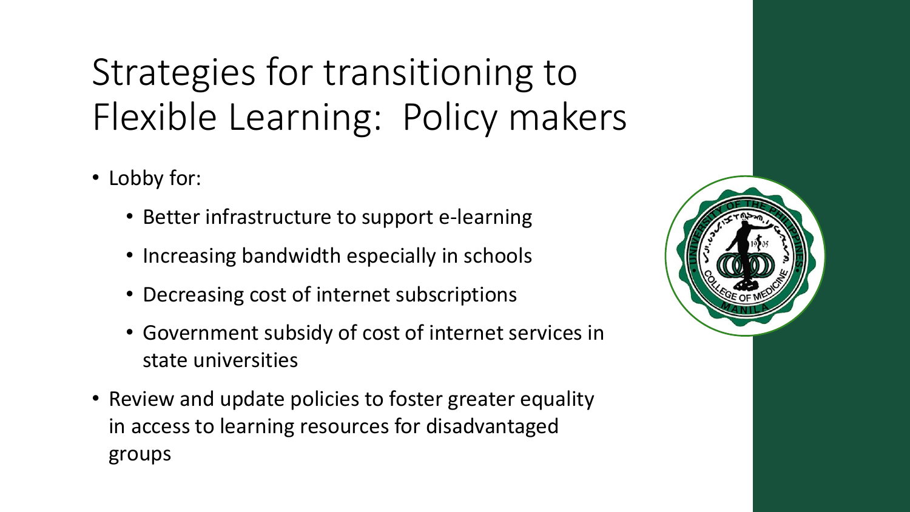# Strategies for transitioning to Flexible Learning: Policy makers

- Lobby for:
  - Better infrastructure to support e-learning
  - Increasing bandwidth especially in schools
  - Decreasing cost of internet subscriptions
  - Government subsidy of cost of internet services in state universities
- Review and update policies to foster greater equality in access to learning resources for disadvantaged groups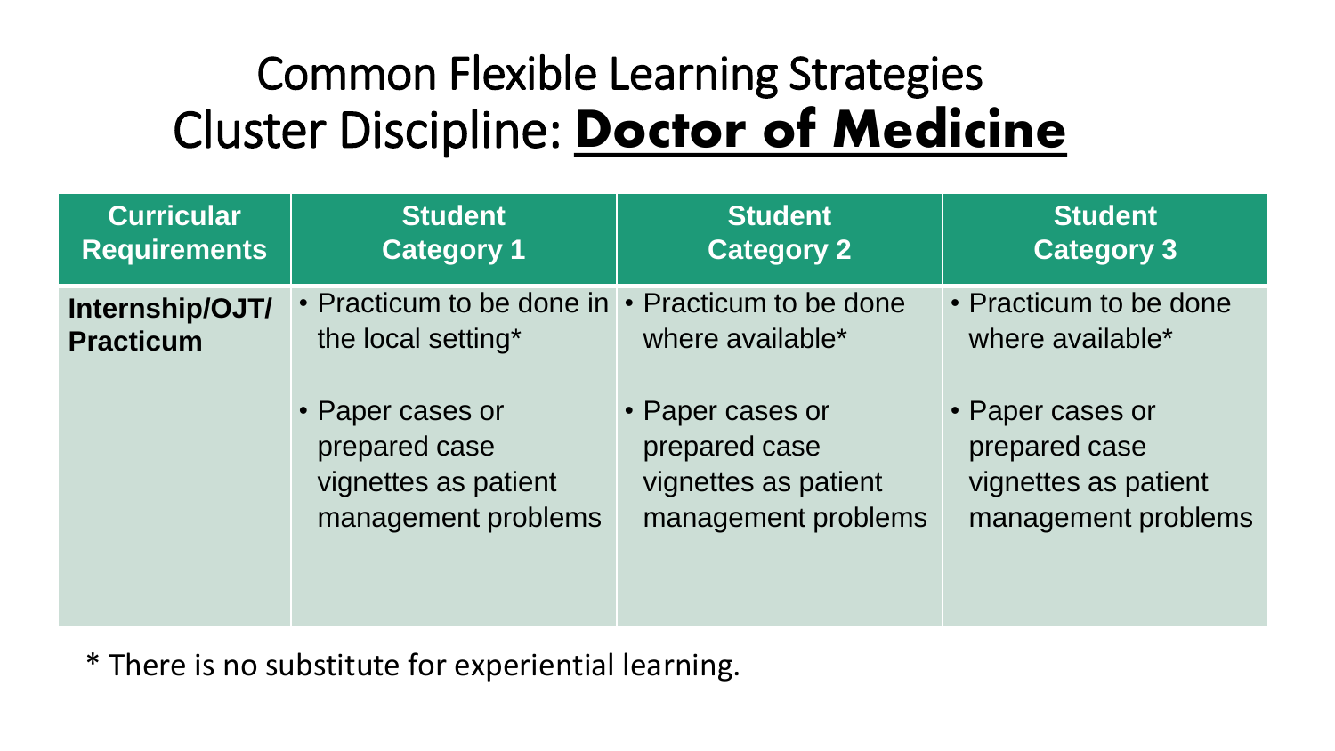# Common Flexible Learning Strategies
# Cluster Discipline: **Doctor of Medicine**

| Curricular Requirements | Student Category 1 | Student Category 2 | Student Category 3 |
|---|---|---|---|
| **Internship/OJT/ Practicum** | • Practicum to be done in the local setting*<br><br>• Paper cases or prepared case vignettes as patient management problems | • Practicum to be done where available*<br><br>• Paper cases or prepared case vignettes as patient management problems | • Practicum to be done where available*<br><br>• Paper cases or prepared case vignettes as patient management problems |

* There is no substitute for experiential learning.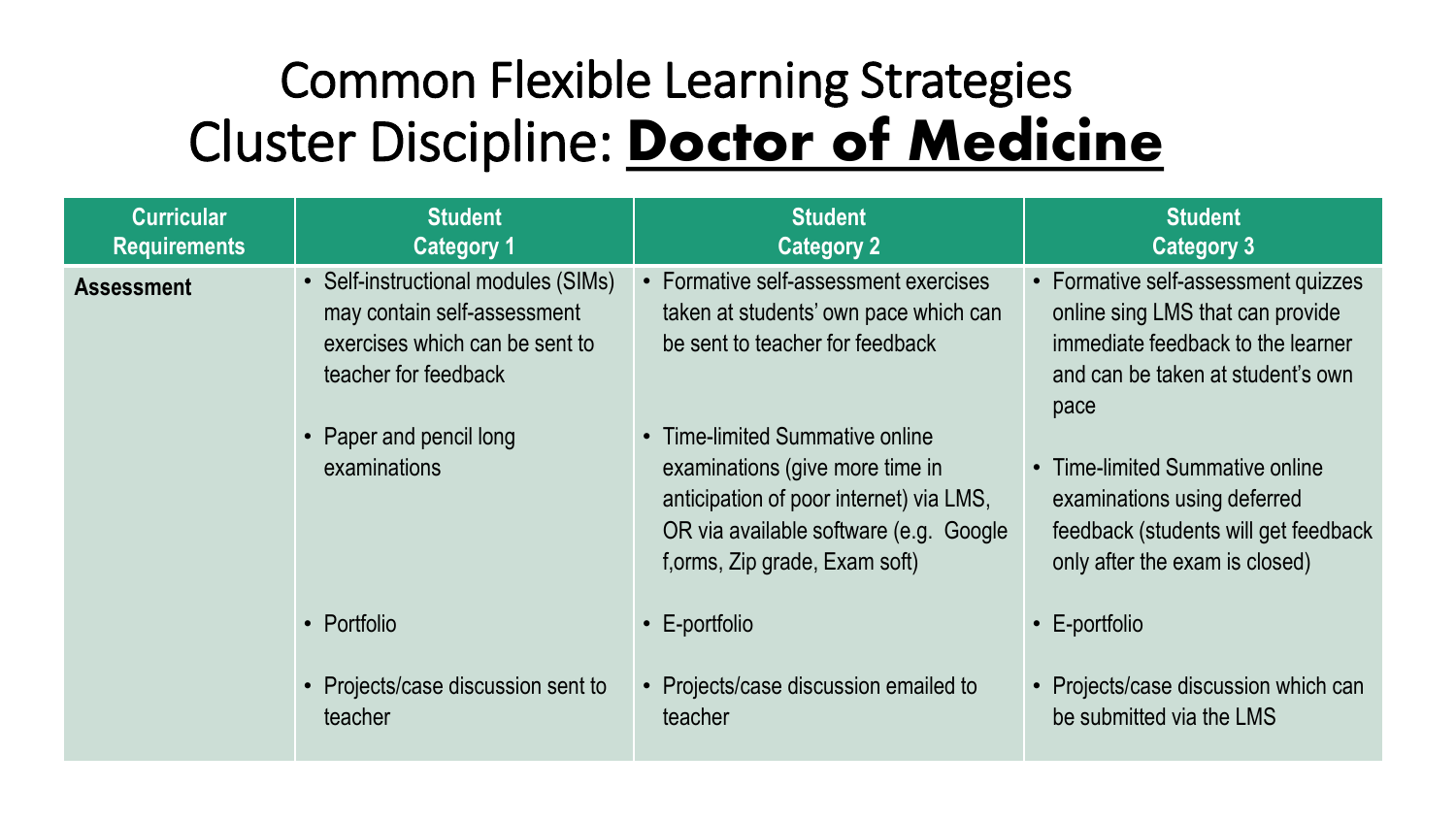# Common Flexible Learning Strategies
# Cluster Discipline: **Doctor of Medicine**

| Curricular Requirements | Student Category 1 | Student Category 2 | Student Category 3 |
|---|---|---|---|
| **Assessment** | • Self-instructional modules (SIMs) may contain self-assessment exercises which can be sent to teacher for feedback<br><br>• Paper and pencil long examinations<br><br>• Portfolio<br><br>• Projects/case discussion sent to teacher | • Formative self-assessment exercises taken at students' own pace which can be sent to teacher for feedback<br><br>• Time-limited Summative online examinations (give more time in anticipation of poor internet) via LMS, OR via available software (e.g. Google f,orms, Zip grade, Exam soft)<br><br>• E-portfolio<br><br>• Projects/case discussion emailed to teacher | • Formative self-assessment quizzes online sing LMS that can provide immediate feedback to the learner and can be taken at student's own pace<br><br>• Time-limited Summative online examinations using deferred feedback (students will get feedback only after the exam is closed)<br><br>• E-portfolio<br><br>• Projects/case discussion which can be submitted via the LMS |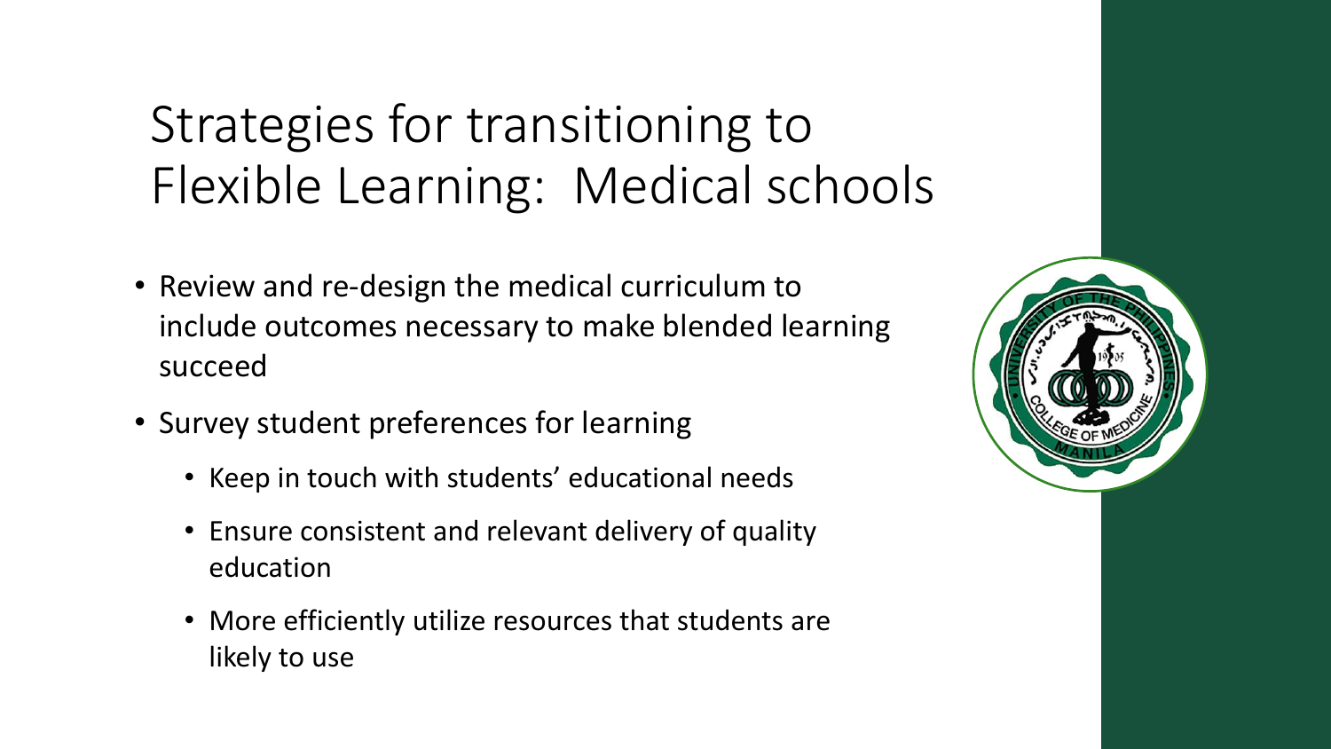# Strategies for transitioning to Flexible Learning: Medical schools

- Review and re-design the medical curriculum to include outcomes necessary to make blended learning succeed
- Survey student preferences for learning
  - Keep in touch with students' educational needs
  - Ensure consistent and relevant delivery of quality education
  - More efficiently utilize resources that students are likely to use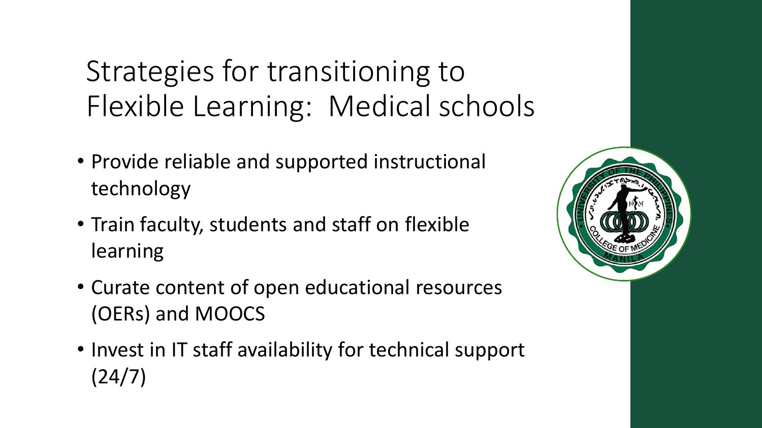# Strategies for transitioning to Flexible Learning: Medical schools

- Provide reliable and supported instructional technology
- Train faculty, students and staff on flexible learning
- Curate content of open educational resources (OERs) and MOOCS
- Invest in IT staff availability for technical support (24/7)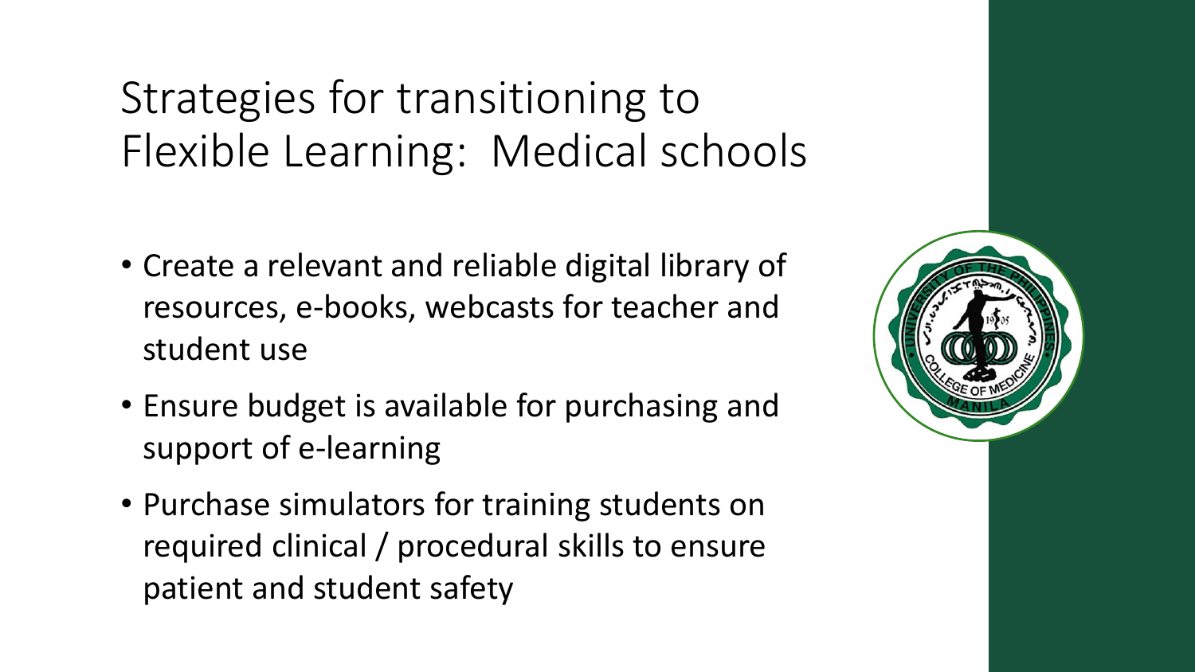# Strategies for transitioning to Flexible Learning: Medical schools

- Create a relevant and reliable digital library of resources, e-books, webcasts for teacher and student use
- Ensure budget is available for purchasing and support of e-learning
- Purchase simulators for training students on required clinical / procedural skills to ensure patient and student safety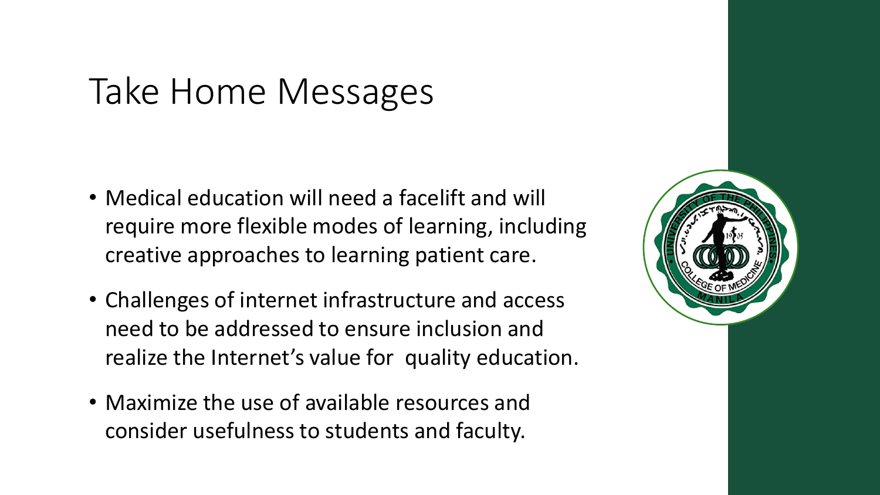# Take Home Messages

- Medical education will need a facelift and will require more flexible modes of learning, including creative approaches to learning patient care.
- Challenges of internet infrastructure and access need to be addressed to ensure inclusion and realize the Internet's value for quality education.
- Maximize the use of available resources and consider usefulness to students and faculty.